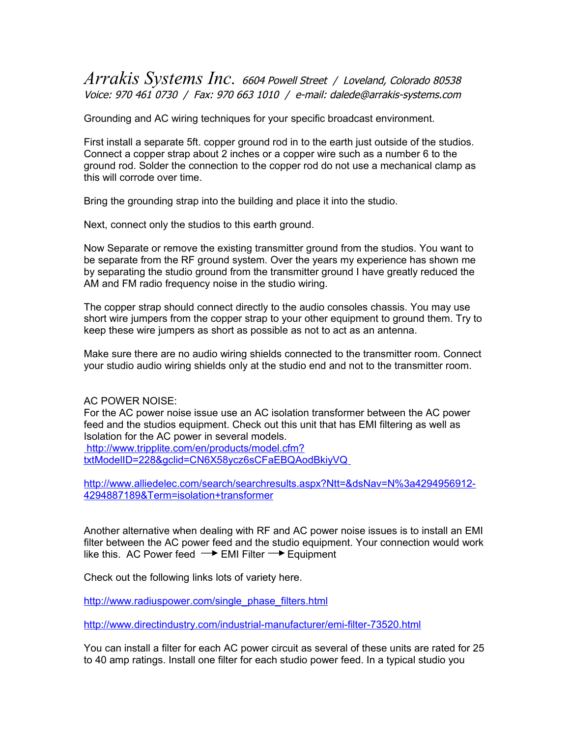*Arrakis Systems Inc.* *6604 Powell Street / Loveland, Colorado 80538*
*Voice: 970 461 0730 / Fax: 970 663 1010 / e-mail: dalede@arrakis-systems.com*

Grounding and AC wiring techniques for your specific broadcast environment.

First install a separate 5ft. copper ground rod in to the earth just outside of the studios. Connect a copper strap about 2 inches or a copper wire such as a number 6 to the ground rod. Solder the connection to the copper rod do not use a mechanical clamp as this will corrode over time.

Bring the grounding strap into the building and place it into the studio.

Next, connect only the studios to this earth ground.

Now Separate or remove the existing transmitter ground from the studios. You want to be separate from the RF ground system. Over the years my experience has shown me by separating the studio ground from the transmitter ground I have greatly reduced the AM and FM radio frequency noise in the studio wiring.

The copper strap should connect directly to the audio consoles chassis. You may use short wire jumpers from the copper strap to your other equipment to ground them. Try to keep these wire jumpers as short as possible as not to act as an antenna.

Make sure there are no audio wiring shields connected to the transmitter room. Connect your studio audio wiring shields only at the studio end and not to the transmitter room.

AC POWER NOISE:
For the AC power noise issue use an AC isolation transformer between the AC power feed and the studios equipment. Check out this unit that has EMI filtering as well as Isolation for the AC power in several models.
http://www.tripplite.com/en/products/model.cfm?txtModelID=228&gclid=CN6X58ycz6sCFaEBQAodBkiyVQ

http://www.alliedelec.com/search/searchresults.aspx?Ntt=&dsNav=N%3a4294956912-4294887189&Term=isolation+transformer

Another alternative when dealing with RF and AC power noise issues is to install an EMI filter between the AC power feed and the studio equipment. Your connection would work like this. AC Power feed → EMI Filter → Equipment

Check out the following links lots of variety here.

http://www.radiuspower.com/single_phase_filters.html

http://www.directindustry.com/industrial-manufacturer/emi-filter-73520.html

You can install a filter for each AC power circuit as several of these units are rated for 25 to 40 amp ratings. Install one filter for each studio power feed. In a typical studio you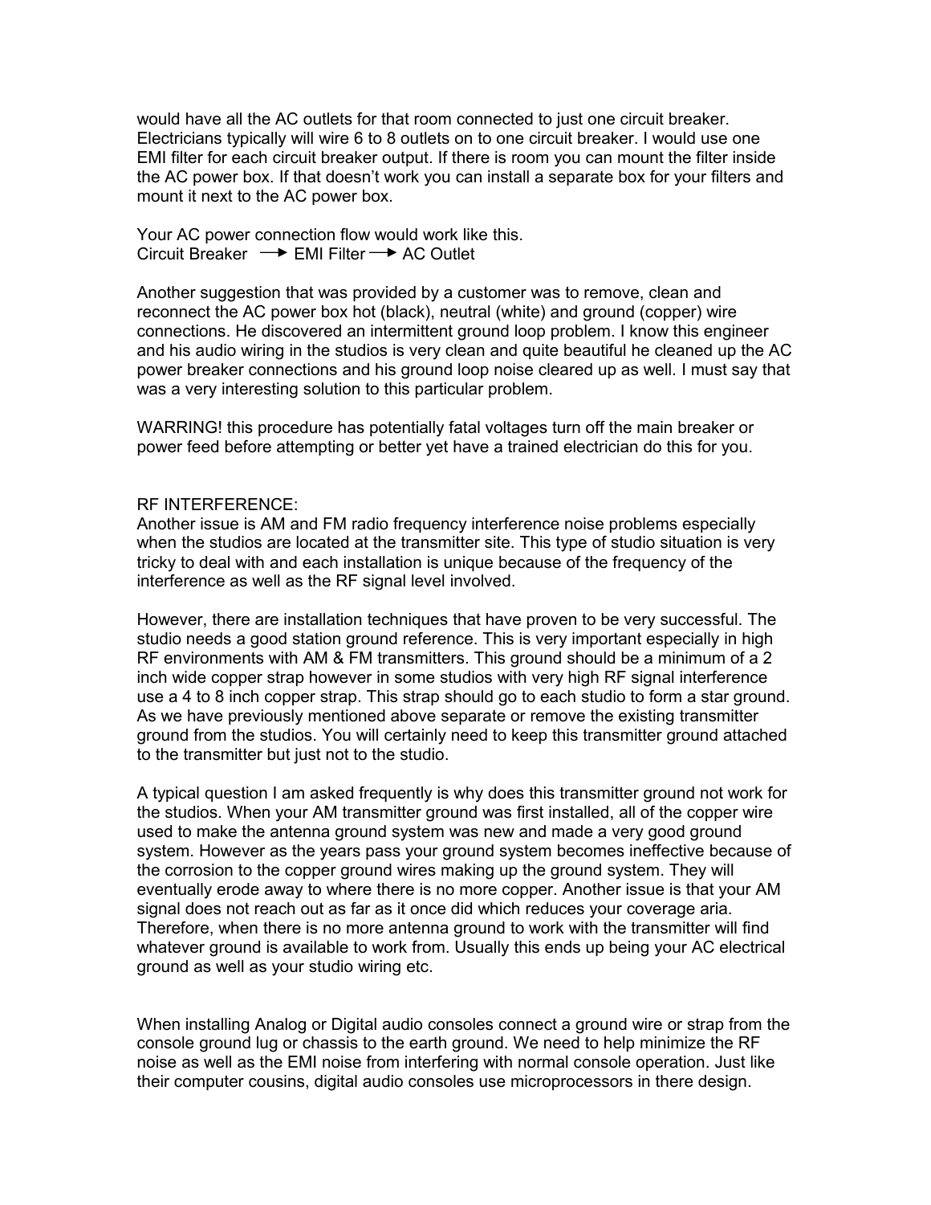would have all the AC outlets for that room connected to just one circuit breaker. Electricians typically will wire 6 to 8 outlets on to one circuit breaker. I would use one EMI filter for each circuit breaker output. If there is room you can mount the filter inside the AC power box. If that doesn't work you can install a separate box for your filters and mount it next to the AC power box.

Your AC power connection flow would work like this.
Circuit Breaker → EMI Filter → AC Outlet

Another suggestion that was provided by a customer was to remove, clean and reconnect the AC power box hot (black), neutral (white) and ground (copper) wire connections. He discovered an intermittent ground loop problem. I know this engineer and his audio wiring in the studios is very clean and quite beautiful he cleaned up the AC power breaker connections and his ground loop noise cleared up as well. I must say that was a very interesting solution to this particular problem.

WARRING! this procedure has potentially fatal voltages turn off the main breaker or power feed before attempting or better yet have a trained electrician do this for you.

RF INTERFERENCE:
Another issue is AM and FM radio frequency interference noise problems especially when the studios are located at the transmitter site. This type of studio situation is very tricky to deal with and each installation is unique because of the frequency of the interference as well as the RF signal level involved.

However, there are installation techniques that have proven to be very successful. The studio needs a good station ground reference. This is very important especially in high RF environments with AM & FM transmitters. This ground should be a minimum of a 2 inch wide copper strap however in some studios with very high RF signal interference use a 4 to 8 inch copper strap. This strap should go to each studio to form a star ground. As we have previously mentioned above separate or remove the existing transmitter ground from the studios. You will certainly need to keep this transmitter ground attached to the transmitter but just not to the studio.

A typical question I am asked frequently is why does this transmitter ground not work for the studios. When your AM transmitter ground was first installed, all of the copper wire used to make the antenna ground system was new and made a very good ground system. However as the years pass your ground system becomes ineffective because of the corrosion to the copper ground wires making up the ground system. They will eventually erode away to where there is no more copper. Another issue is that your AM signal does not reach out as far as it once did which reduces your coverage aria. Therefore, when there is no more antenna ground to work with the transmitter will find whatever ground is available to work from. Usually this ends up being your AC electrical ground as well as your studio wiring etc.

When installing Analog or Digital audio consoles connect a ground wire or strap from the console ground lug or chassis to the earth ground. We need to help minimize the RF noise as well as the EMI noise from interfering with normal console operation. Just like their computer cousins, digital audio consoles use microprocessors in there design.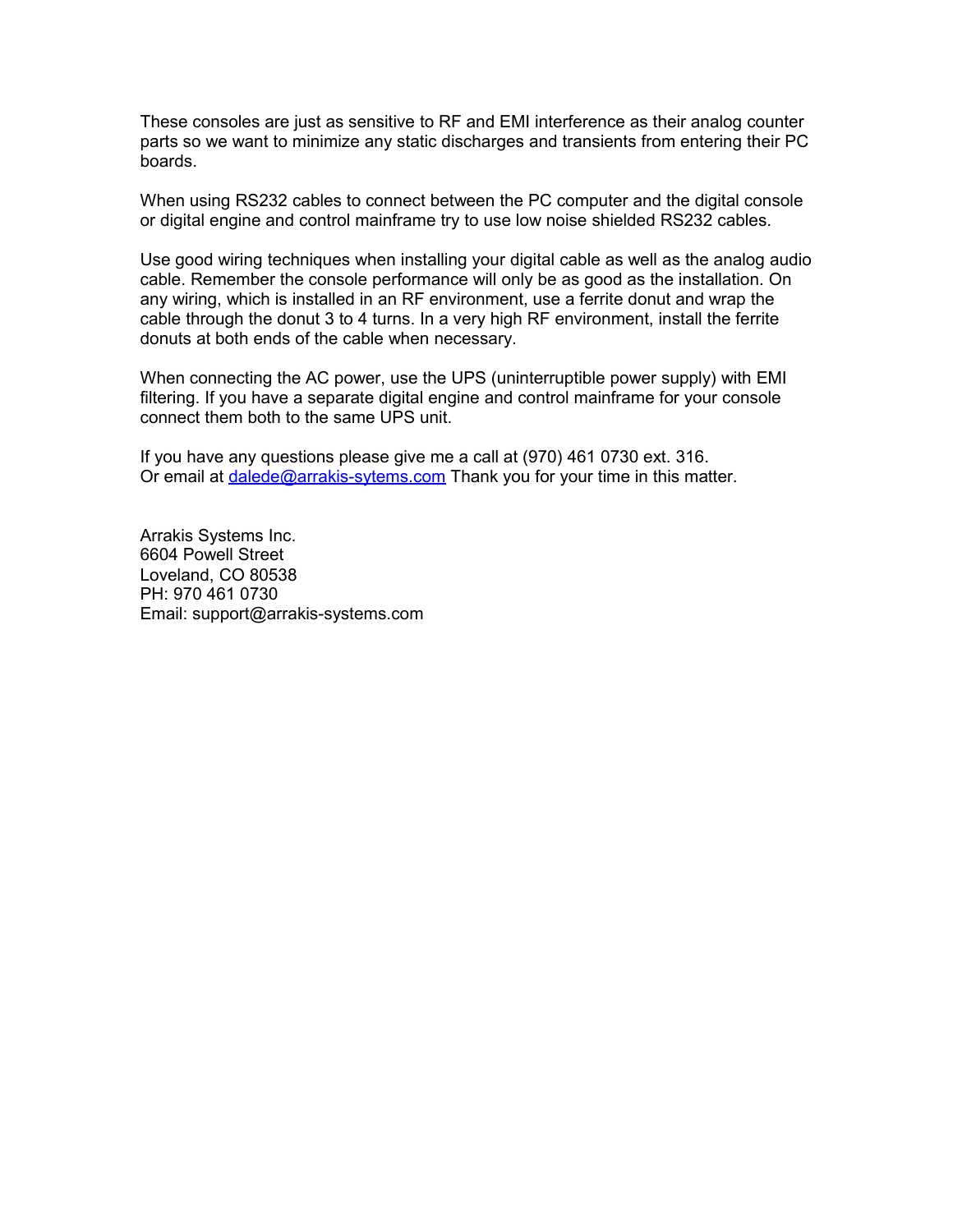These consoles are just as sensitive to RF and EMI interference as their analog counter parts so we want to minimize any static discharges and transients from entering their PC boards.

When using RS232 cables to connect between the PC computer and the digital console or digital engine and control mainframe try to use low noise shielded RS232 cables.

Use good wiring techniques when installing your digital cable as well as the analog audio cable. Remember the console performance will only be as good as the installation. On any wiring, which is installed in an RF environment, use a ferrite donut and wrap the cable through the donut 3 to 4 turns. In a very high RF environment, install the ferrite donuts at both ends of the cable when necessary.

When connecting the AC power, use the UPS (uninterruptible power supply) with EMI filtering. If you have a separate digital engine and control mainframe for your console connect them both to the same UPS unit.

If you have any questions please give me a call at (970) 461 0730 ext. 316.
Or email at dalede@arrakis-sytems.com Thank you for your time in this matter.

Arrakis Systems Inc.
6604 Powell Street
Loveland, CO 80538
PH: 970 461 0730
Email: support@arrakis-systems.com